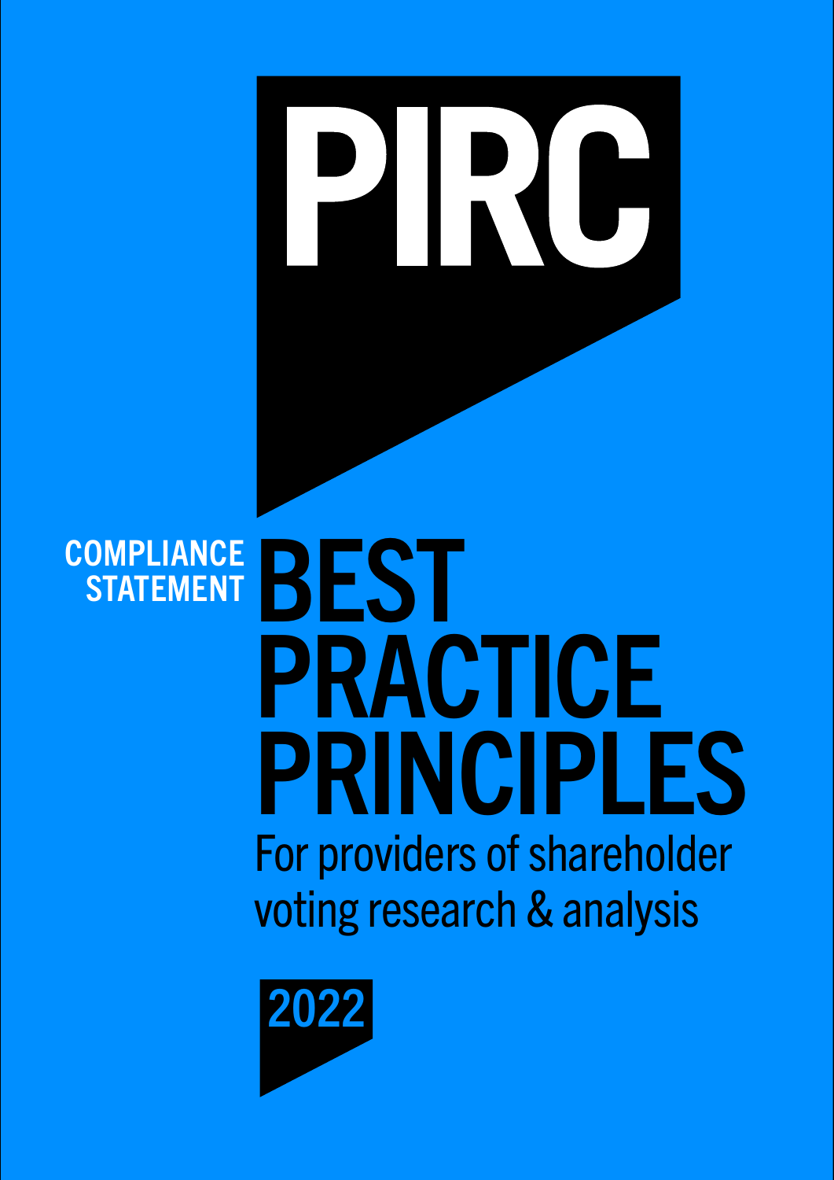# PIRC

## COMPLIANCE STATEMENT

# BEST PRACTICE PRINCIPLES

For providers of shareholder voting research & analysis

2022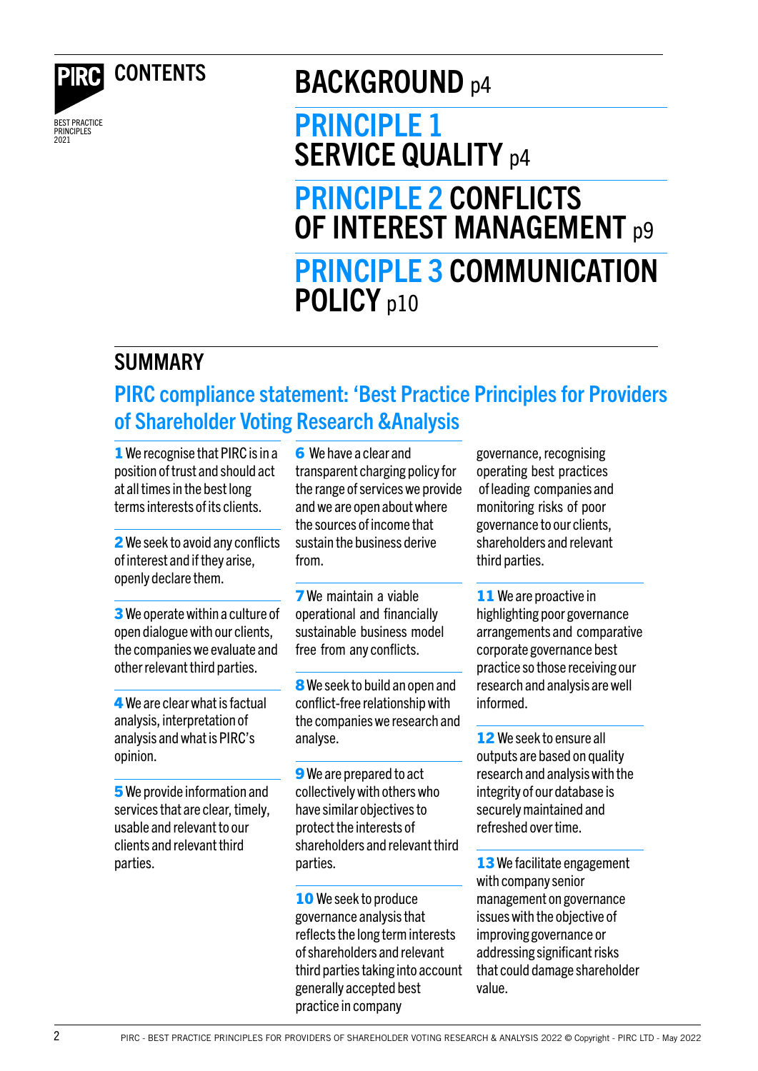PIRC

BEST PRACTICE PRINCIPLES 2021

# CONTENTS

## BACKGROUND p4

## PRINCIPLE 1 SERVICE QUALITY p4

## PRINCIPLE 2 CONFLICTS OF INTEREST MANAGEMENT p9

## PRINCIPLE 3 COMMUNICATION POLICY p10

# SUMMARY

## PIRC compliance statement: 'Best Practice Principles for Providers of Shareholder Voting Research &Analysis

**1** We recognise that PIRC is in a position of trust and should act at all times in the best long terms interests of its clients.

**2** We seek to avoid any conflicts of interest and if they arise, openly declare them.

**3** We operate within a culture of open dialogue with our clients, the companies we evaluate and other relevant third parties.

**4** We are clear what is factual analysis, interpretation of analysis and what is PIRC's opinion.

**5** We provide information and services that are clear, timely, usable and relevant to our clients and relevant third parties.

**6** We have a clear and transparent charging policy for the range of services we provide and we are open about where the sources of income that sustain the business derive from.

**7** We maintain a viable operational and financially sustainable business model free from any conflicts.

**8** We seek to build an open and conflict-free relationship with the companies we research and analyse.

**9** We are prepared to act collectively with others who have similar objectives to protect the interests of shareholders and relevant third parties.

**10** We seek to produce governance analysis that reflects the long term interests of shareholders and relevant third parties taking into account generally accepted best practice in company governance, recognising operating best practices of leading companies and monitoring risks of poor governance to our clients, shareholders and relevant third parties.

**11** We are proactive in highlighting poor governance arrangements and comparative corporate governance best practice so those receiving our research and analysis are well informed.

**12** We seek to ensure all outputs are based on quality research and analysis with the integrity of our database is securely maintained and refreshed over time.

**13** We facilitate engagement with company senior management on governance issues with the objective of improving governance or addressing significant risks that could damage shareholder value.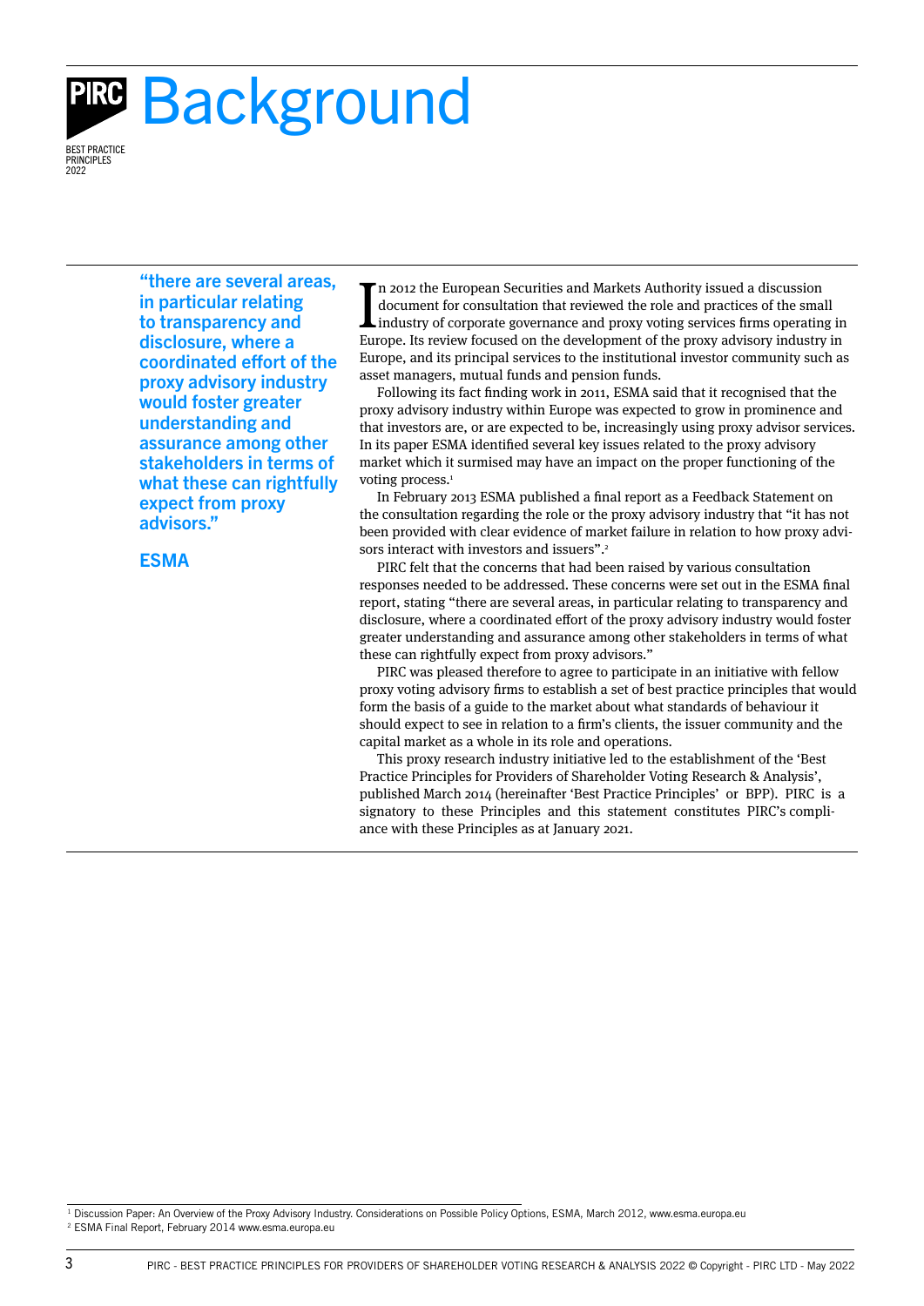# Background

> "there are several areas, in particular relating to transparency and disclosure, where a coordinated effort of the proxy advisory industry would foster greater understanding and assurance among other stakeholders in terms of what these can rightfully expect from proxy advisors."
>
> **ESMA**

In 2012 the European Securities and Markets Authority issued a discussion document for consultation that reviewed the role and practices of the small industry of corporate governance and proxy voting services firms operating in Europe. Its review focused on the development of the proxy advisory industry in Europe, and its principal services to the institutional investor community such as asset managers, mutual funds and pension funds.

Following its fact finding work in 2011, ESMA said that it recognised that the proxy advisory industry within Europe was expected to grow in prominence and that investors are, or are expected to be, increasingly using proxy advisor services. In its paper ESMA identified several key issues related to the proxy advisory market which it surmised may have an impact on the proper functioning of the voting process.[1]

In February 2013 ESMA published a final report as a Feedback Statement on the consultation regarding the role or the proxy advisory industry that "it has not been provided with clear evidence of market failure in relation to how proxy advisors interact with investors and issuers".[2]

PIRC felt that the concerns that had been raised by various consultation responses needed to be addressed. These concerns were set out in the ESMA final report, stating "there are several areas, in particular relating to transparency and disclosure, where a coordinated effort of the proxy advisory industry would foster greater understanding and assurance among other stakeholders in terms of what these can rightfully expect from proxy advisors."

PIRC was pleased therefore to agree to participate in an initiative with fellow proxy voting advisory firms to establish a set of best practice principles that would form the basis of a guide to the market about what standards of behaviour it should expect to see in relation to a firm's clients, the issuer community and the capital market as a whole in its role and operations.

This proxy research industry initiative led to the establishment of the 'Best Practice Principles for Providers of Shareholder Voting Research & Analysis', published March 2014 (hereinafter 'Best Practice Principles' or BPP). PIRC is a signatory to these Principles and this statement constitutes PIRC's compliance with these Principles as at January 2021.

---

[1] Discussion Paper: An Overview of the Proxy Advisory Industry. Considerations on Possible Policy Options, ESMA, March 2012, www.esma.europa.eu

[2] ESMA Final Report, February 2014 www.esma.europa.eu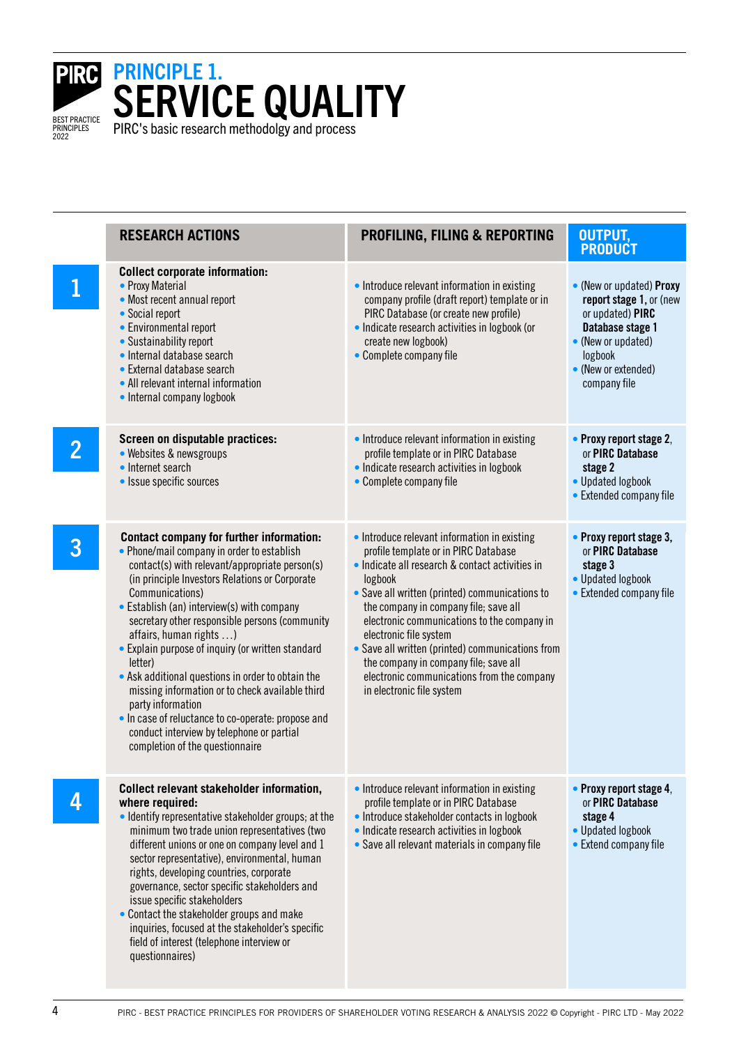# PRINCIPLE 1.
# SERVICE QUALITY

PIRC's basic research methodolgy and process

| | RESEARCH ACTIONS | PROFILING, FILING & REPORTING | OUTPUT, PRODUCT |
|---|---|---|---|
| **1** | **Collect corporate information:**<br>• Proxy Material<br>• Most recent annual report<br>• Social report<br>• Environmental report<br>• Sustainability report<br>• Internal database search<br>• External database search<br>• All relevant internal information<br>• Internal company logbook | • Introduce relevant information in existing company profile (draft report) template or in PIRC Database (or create new profile)<br>• Indicate research activities in logbook (or create new logbook)<br>• Complete company file | • (New or updated) **Proxy report stage 1**, or (new or updated) **PIRC Database stage 1**<br>• (New or updated) logbook<br>• (New or extended) company file |
| **2** | **Screen on disputable practices:**<br>• Websites & newsgroups<br>• Internet search<br>• Issue specific sources | • Introduce relevant information in existing profile template or in PIRC Database<br>• Indicate research activities in logbook<br>• Complete company file | • **Proxy report stage 2**, or **PIRC Database stage 2**<br>• Updated logbook<br>• Extended company file |
| **3** | **Contact company for further information:**<br>• Phone/mail company in order to establish contact(s) with relevant/appropriate person(s) (in principle Investors Relations or Corporate Communications)<br>• Establish (an) interview(s) with company secretary other responsible persons (community affairs, human rights …)<br>• Explain purpose of inquiry (or written standard letter)<br>• Ask additional questions in order to obtain the missing information or to check available third party information<br>• In case of reluctance to co-operate: propose and conduct interview by telephone or partial completion of the questionnaire | • Introduce relevant information in existing profile template or in PIRC Database<br>• Indicate all research & contact activities in logbook<br>• Save all written (printed) communications to the company in company file; save all electronic communications to the company in electronic file system<br>• Save all written (printed) communications from the company in company file; save all electronic communications from the company in electronic file system | • **Proxy report stage 3**, or **PIRC Database stage 3**<br>• Updated logbook<br>• Extended company file |
| **4** | **Collect relevant stakeholder information, where required:**<br>• Identify representative stakeholder groups; at the minimum two trade union representatives (two different unions or one on company level and 1 sector representative), environmental, human rights, developing countries, corporate governance, sector specific stakeholders and issue specific stakeholders<br>• Contact the stakeholder groups and make inquiries, focused at the stakeholder's specific field of interest (telephone interview or questionnaires) | • Introduce relevant information in existing profile template or in PIRC Database<br>• Introduce stakeholder contacts in logbook<br>• Indicate research activities in logbook<br>• Save all relevant materials in company file | • **Proxy report stage 4**, or **PIRC Database stage 4**<br>• Updated logbook<br>• Extend company file |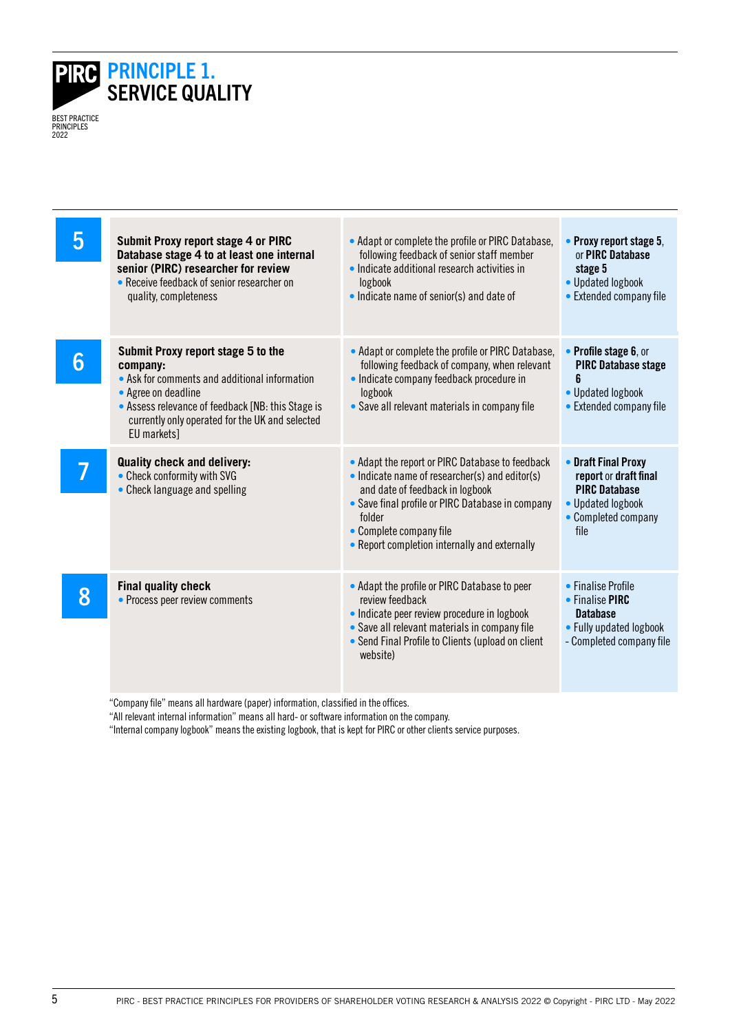# PRINCIPLE 1. SERVICE QUALITY

| | | | |
|---|---|---|---|
| **5** | **Submit Proxy report stage 4 or PIRC Database stage 4 to at least one internal senior (PIRC) researcher for review**<br>• Receive feedback of senior researcher on quality, completeness | • Adapt or complete the profile or PIRC Database, following feedback of senior staff member<br>• Indicate additional research activities in logbook<br>• Indicate name of senior(s) and date of | • **Proxy report stage 5**, or **PIRC Database stage 5**<br>• Updated logbook<br>• Extended company file |
| **6** | **Submit Proxy report stage 5 to the company:**<br>• Ask for comments and additional information<br>• Agree on deadline<br>• Assess relevance of feedback [NB: this Stage is currently only operated for the UK and selected EU markets] | • Adapt or complete the profile or PIRC Database, following feedback of company, when relevant<br>• Indicate company feedback procedure in logbook<br>• Save all relevant materials in company file | • **Profile stage 6**, or **PIRC Database stage 6**<br>• Updated logbook<br>• Extended company file |
| **7** | **Quality check and delivery:**<br>• Check conformity with SVG<br>• Check language and spelling | • Adapt the report or PIRC Database to feedback<br>• Indicate name of researcher(s) and editor(s) and date of feedback in logbook<br>• Save final profile or PIRC Database in company folder<br>• Complete company file<br>• Report completion internally and externally | • **Draft Final Proxy report** or **draft final PIRC Database**<br>• Updated logbook<br>• Completed company file |
| **8** | **Final quality check**<br>• Process peer review comments | • Adapt the profile or PIRC Database to peer review feedback<br>• Indicate peer review procedure in logbook<br>• Save all relevant materials in company file<br>• Send Final Profile to Clients (upload on client website) | • Finalise Profile<br>• Finalise **PIRC Database**<br>• Fully updated logbook<br>- Completed company file |

"Company file" means all hardware (paper) information, classified in the offices.
"All relevant internal information" means all hard- or software information on the company.
"Internal company logbook" means the existing logbook, that is kept for PIRC or other clients service purposes.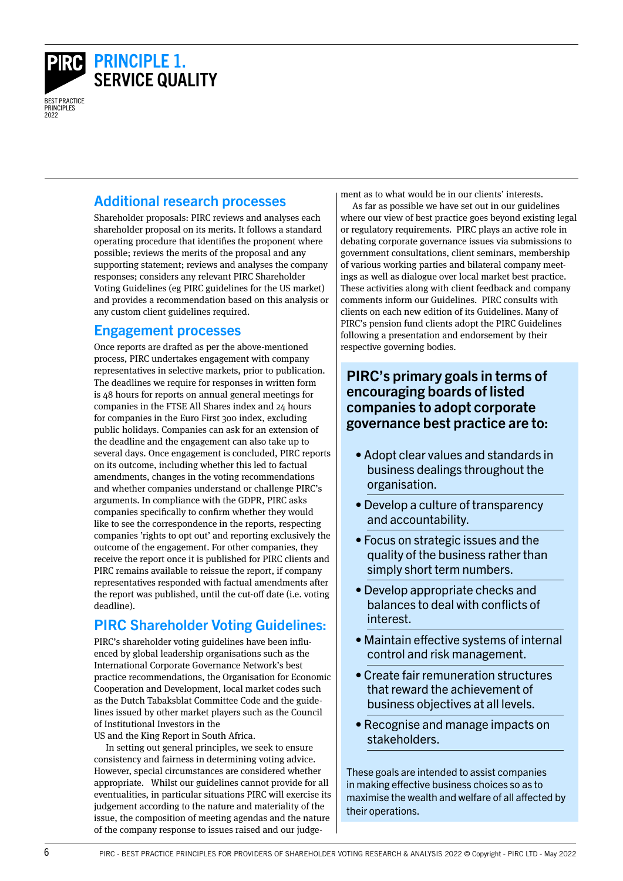# PRINCIPLE 1. SERVICE QUALITY

## Additional research processes

Shareholder proposals: PIRC reviews and analyses each shareholder proposal on its merits. It follows a standard operating procedure that identifies the proponent where possible; reviews the merits of the proposal and any supporting statement; reviews and analyses the company responses; considers any relevant PIRC Shareholder Voting Guidelines (eg PIRC guidelines for the US market) and provides a recommendation based on this analysis or any custom client guidelines required.

## Engagement processes

Once reports are drafted as per the above-mentioned process, PIRC undertakes engagement with company representatives in selective markets, prior to publication. The deadlines we require for responses in written form is 48 hours for reports on annual general meetings for companies in the FTSE All Shares index and 24 hours for companies in the Euro First 300 index, excluding public holidays. Companies can ask for an extension of the deadline and the engagement can also take up to several days. Once engagement is concluded, PIRC reports on its outcome, including whether this led to factual amendments, changes in the voting recommendations and whether companies understand or challenge PIRC's arguments. In compliance with the GDPR, PIRC asks companies specifically to confirm whether they would like to see the correspondence in the reports, respecting companies 'rights to opt out' and reporting exclusively the outcome of the engagement. For other companies, they receive the report once it is published for PIRC clients and PIRC remains available to reissue the report, if company representatives responded with factual amendments after the report was published, until the cut-off date (i.e. voting deadline).

## PIRC Shareholder Voting Guidelines:

PIRC's shareholder voting guidelines have been influenced by global leadership organisations such as the International Corporate Governance Network's best practice recommendations, the Organisation for Economic Cooperation and Development, local market codes such as the Dutch Tabaksblat Committee Code and the guidelines issued by other market players such as the Council of Institutional Investors in the US and the King Report in South Africa.

In setting out general principles, we seek to ensure consistency and fairness in determining voting advice. However, special circumstances are considered whether appropriate. Whilst our guidelines cannot provide for all eventualities, in particular situations PIRC will exercise its judgement according to the nature and materiality of the issue, the composition of meeting agendas and the nature of the company response to issues raised and our judgement as to what would be in our clients' interests.

As far as possible we have set out in our guidelines where our view of best practice goes beyond existing legal or regulatory requirements. PIRC plays an active role in debating corporate governance issues via submissions to government consultations, client seminars, membership of various working parties and bilateral company meetings as well as dialogue over local market best practice. These activities along with client feedback and company comments inform our Guidelines. PIRC consults with clients on each new edition of its Guidelines. Many of PIRC's pension fund clients adopt the PIRC Guidelines following a presentation and endorsement by their respective governing bodies.

### PIRC's primary goals in terms of encouraging boards of listed companies to adopt corporate governance best practice are to:

- Adopt clear values and standards in business dealings throughout the organisation.
- Develop a culture of transparency and accountability.
- Focus on strategic issues and the quality of the business rather than simply short term numbers.
- Develop appropriate checks and balances to deal with conflicts of interest.
- Maintain effective systems of internal control and risk management.
- Create fair remuneration structures that reward the achievement of business objectives at all levels.
- Recognise and manage impacts on stakeholders.

These goals are intended to assist companies in making effective business choices so as to maximise the wealth and welfare of all affected by their operations.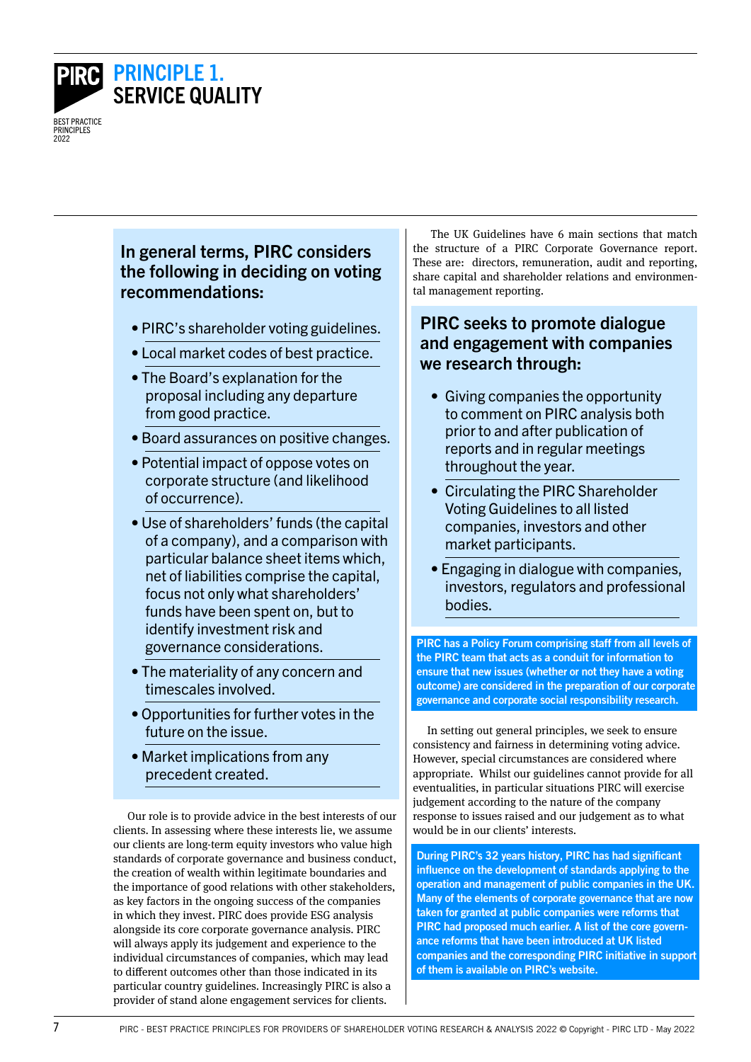# PRINCIPLE 1. SERVICE QUALITY

### In general terms, PIRC considers the following in deciding on voting recommendations:

- PIRC's shareholder voting guidelines.
- Local market codes of best practice.
- The Board's explanation for the proposal including any departure from good practice.
- Board assurances on positive changes.
- Potential impact of oppose votes on corporate structure (and likelihood of occurrence).
- Use of shareholders' funds (the capital of a company), and a comparison with particular balance sheet items which, net of liabilities comprise the capital, focus not only what shareholders' funds have been spent on, but to identify investment risk and governance considerations.
- The materiality of any concern and timescales involved.
- Opportunities for further votes in the future on the issue.
- Market implications from any precedent created.

Our role is to provide advice in the best interests of our clients. In assessing where these interests lie, we assume our clients are long-term equity investors who value high standards of corporate governance and business conduct, the creation of wealth within legitimate boundaries and the importance of good relations with other stakeholders, as key factors in the ongoing success of the companies in which they invest. PIRC does provide ESG analysis alongside its core corporate governance analysis. PIRC will always apply its judgement and experience to the individual circumstances of companies, which may lead to different outcomes other than those indicated in its particular country guidelines. Increasingly PIRC is also a provider of stand alone engagement services for clients.

The UK Guidelines have 6 main sections that match the structure of a PIRC Corporate Governance report. These are: directors, remuneration, audit and reporting, share capital and shareholder relations and environmental management reporting.

### PIRC seeks to promote dialogue and engagement with companies we research through:

- Giving companies the opportunity to comment on PIRC analysis both prior to and after publication of reports and in regular meetings throughout the year.
- Circulating the PIRC Shareholder Voting Guidelines to all listed companies, investors and other market participants.
- Engaging in dialogue with companies, investors, regulators and professional bodies.

**PIRC has a Policy Forum comprising staff from all levels of the PIRC team that acts as a conduit for information to ensure that new issues (whether or not they have a voting outcome) are considered in the preparation of our corporate governance and corporate social responsibility research.**

In setting out general principles, we seek to ensure consistency and fairness in determining voting advice. However, special circumstances are considered where appropriate. Whilst our guidelines cannot provide for all eventualities, in particular situations PIRC will exercise judgement according to the nature of the company response to issues raised and our judgement as to what would be in our clients' interests.

**During PIRC's 32 years history, PIRC has had significant influence on the development of standards applying to the operation and management of public companies in the UK. Many of the elements of corporate governance that are now taken for granted at public companies were reforms that PIRC had proposed much earlier. A list of the core governance reforms that have been introduced at UK listed companies and the corresponding PIRC initiative in support of them is available on PIRC's website.**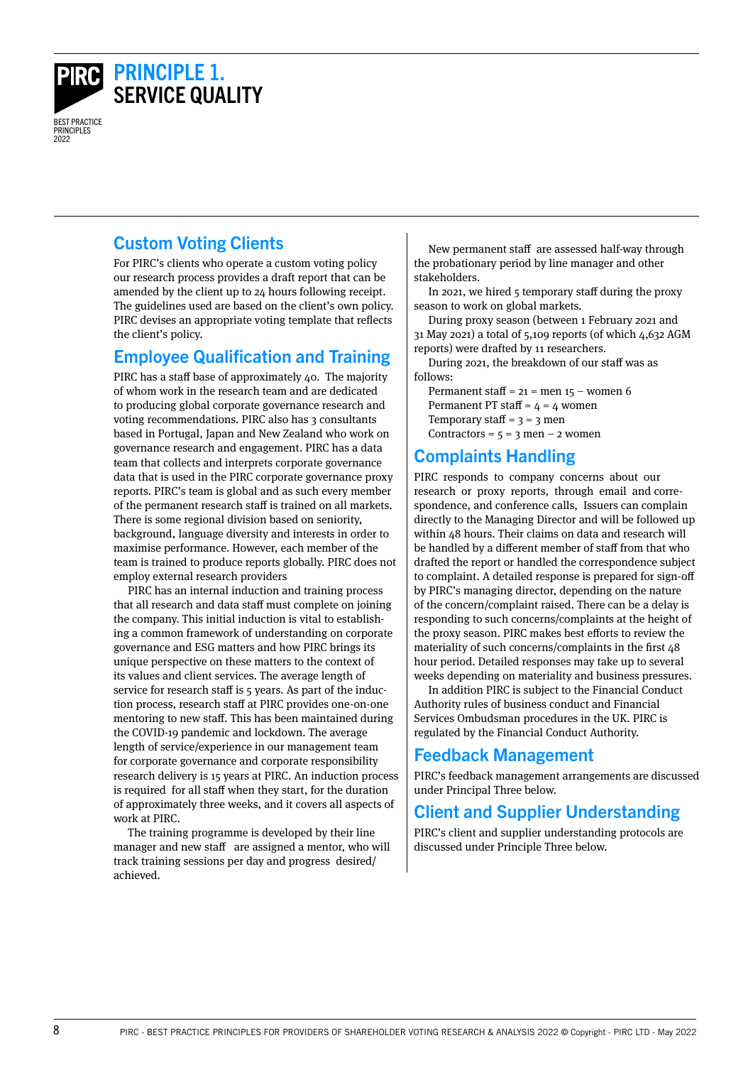# PRINCIPLE 1. SERVICE QUALITY

## Custom Voting Clients

For PIRC's clients who operate a custom voting policy our research process provides a draft report that can be amended by the client up to 24 hours following receipt. The guidelines used are based on the client's own policy. PIRC devises an appropriate voting template that reflects the client's policy.

## Employee Qualification and Training

PIRC has a staff base of approximately 40. The majority of whom work in the research team and are dedicated to producing global corporate governance research and voting recommendations. PIRC also has 3 consultants based in Portugal, Japan and New Zealand who work on governance research and engagement. PIRC has a data team that collects and interprets corporate governance data that is used in the PIRC corporate governance proxy reports. PIRC's team is global and as such every member of the permanent research staff is trained on all markets. There is some regional division based on seniority, background, language diversity and interests in order to maximise performance. However, each member of the team is trained to produce reports globally. PIRC does not employ external research providers

PIRC has an internal induction and training process that all research and data staff must complete on joining the company. This initial induction is vital to establishing a common framework of understanding on corporate governance and ESG matters and how PIRC brings its unique perspective on these matters to the context of its values and client services. The average length of service for research staff is 5 years. As part of the induction process, research staff at PIRC provides one-on-one mentoring to new staff. This has been maintained during the COVID-19 pandemic and lockdown. The average length of service/experience in our management team for corporate governance and corporate responsibility research delivery is 15 years at PIRC. An induction process is required for all staff when they start, for the duration of approximately three weeks, and it covers all aspects of work at PIRC.

The training programme is developed by their line manager and new staff are assigned a mentor, who will track training sessions per day and progress desired/achieved.

New permanent staff are assessed half-way through the probationary period by line manager and other stakeholders.

In 2021, we hired 5 temporary staff during the proxy season to work on global markets.

During proxy season (between 1 February 2021 and 31 May 2021) a total of 5,109 reports (of which 4,632 AGM reports) were drafted by 11 researchers.

During 2021, the breakdown of our staff was as follows:

Permanent staff = 21 = men 15 – women 6
Permanent PT staff = 4 = 4 women
Temporary staff = 3 = 3 men
Contractors = 5 = 3 men – 2 women

## Complaints Handling

PIRC responds to company concerns about our research or proxy reports, through email and correspondence, and conference calls, Issuers can complain directly to the Managing Director and will be followed up within 48 hours. Their claims on data and research will be handled by a different member of staff from that who drafted the report or handled the correspondence subject to complaint. A detailed response is prepared for sign-off by PIRC's managing director, depending on the nature of the concern/complaint raised. There can be a delay is responding to such concerns/complaints at the height of the proxy season. PIRC makes best efforts to review the materiality of such concerns/complaints in the first 48 hour period. Detailed responses may take up to several weeks depending on materiality and business pressures.

In addition PIRC is subject to the Financial Conduct Authority rules of business conduct and Financial Services Ombudsman procedures in the UK. PIRC is regulated by the Financial Conduct Authority.

## Feedback Management

PIRC's feedback management arrangements are discussed under Principal Three below.

## Client and Supplier Understanding

PIRC's client and supplier understanding protocols are discussed under Principle Three below.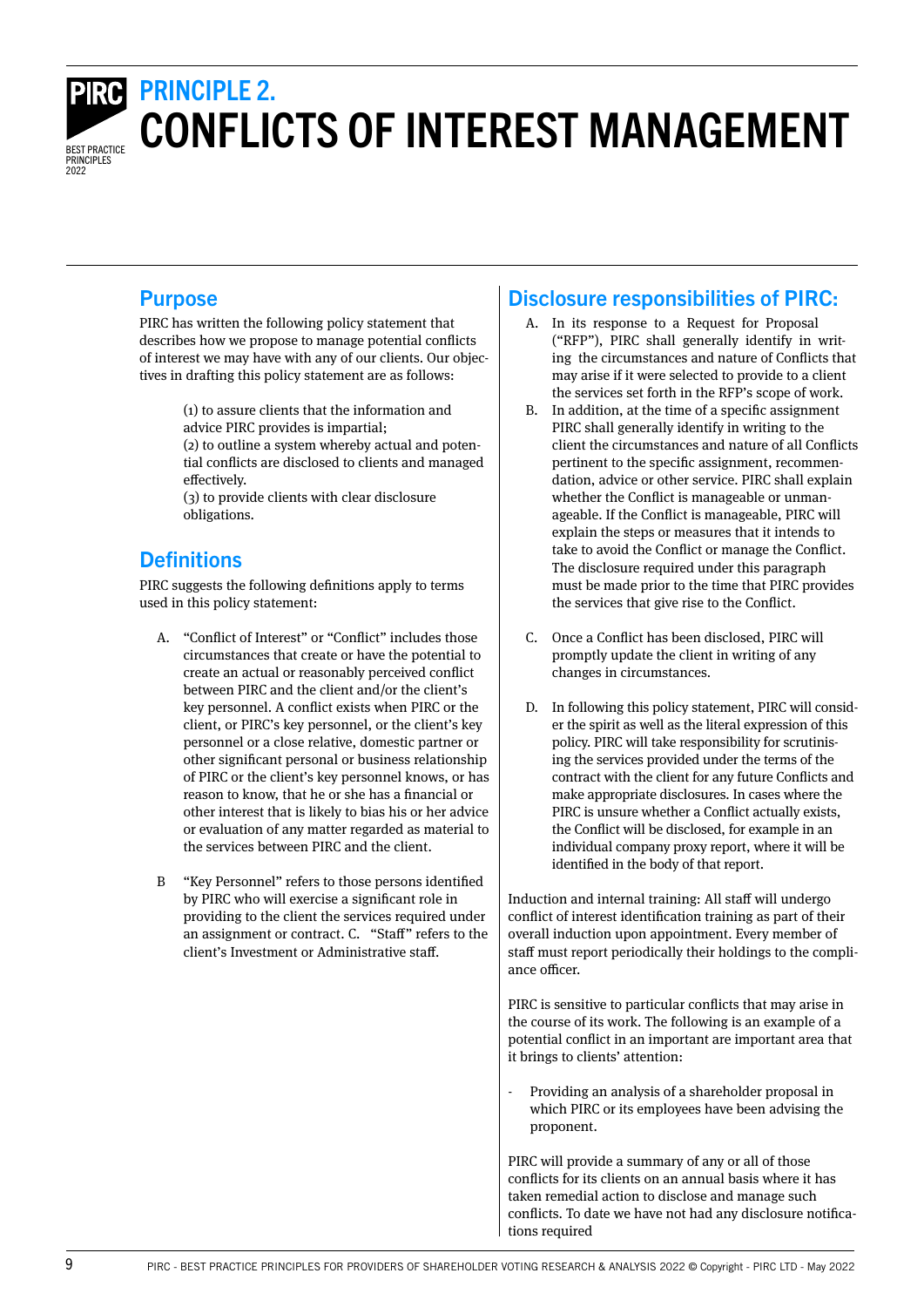# PRINCIPLE 2.
# CONFLICTS OF INTEREST MANAGEMENT

## Purpose

PIRC has written the following policy statement that describes how we propose to manage potential conflicts of interest we may have with any of our clients. Our objectives in drafting this policy statement are as follows:

(1) to assure clients that the information and advice PIRC provides is impartial;
(2) to outline a system whereby actual and potential conflicts are disclosed to clients and managed effectively.
(3) to provide clients with clear disclosure obligations.

## Definitions

PIRC suggests the following definitions apply to terms used in this policy statement:

A. "Conflict of Interest" or "Conflict" includes those circumstances that create or have the potential to create an actual or reasonably perceived conflict between PIRC and the client and/or the client's key personnel. A conflict exists when PIRC or the client, or PIRC's key personnel, or the client's key personnel or a close relative, domestic partner or other significant personal or business relationship of PIRC or the client's key personnel knows, or has reason to know, that he or she has a financial or other interest that is likely to bias his or her advice or evaluation of any matter regarded as material to the services between PIRC and the client.

B "Key Personnel" refers to those persons identified by PIRC who will exercise a significant role in providing to the client the services required under an assignment or contract. C. "Staff" refers to the client's Investment or Administrative staff.

## Disclosure responsibilities of PIRC:

A. In its response to a Request for Proposal ("RFP"), PIRC shall generally identify in writing the circumstances and nature of Conflicts that may arise if it were selected to provide to a client the services set forth in the RFP's scope of work.

B. In addition, at the time of a specific assignment PIRC shall generally identify in writing to the client the circumstances and nature of all Conflicts pertinent to the specific assignment, recommendation, advice or other service. PIRC shall explain whether the Conflict is manageable or unmanageable. If the Conflict is manageable, PIRC will explain the steps or measures that it intends to take to avoid the Conflict or manage the Conflict. The disclosure required under this paragraph must be made prior to the time that PIRC provides the services that give rise to the Conflict.

C. Once a Conflict has been disclosed, PIRC will promptly update the client in writing of any changes in circumstances.

D. In following this policy statement, PIRC will consider the spirit as well as the literal expression of this policy. PIRC will take responsibility for scrutinising the services provided under the terms of the contract with the client for any future Conflicts and make appropriate disclosures. In cases where the PIRC is unsure whether a Conflict actually exists, the Conflict will be disclosed, for example in an individual company proxy report, where it will be identified in the body of that report.

Induction and internal training: All staff will undergo conflict of interest identification training as part of their overall induction upon appointment. Every member of staff must report periodically their holdings to the compliance officer.

PIRC is sensitive to particular conflicts that may arise in the course of its work. The following is an example of a potential conflict in an important are important area that it brings to clients' attention:

- Providing an analysis of a shareholder proposal in which PIRC or its employees have been advising the proponent.

PIRC will provide a summary of any or all of those conflicts for its clients on an annual basis where it has taken remedial action to disclose and manage such conflicts. To date we have not had any disclosure notifications required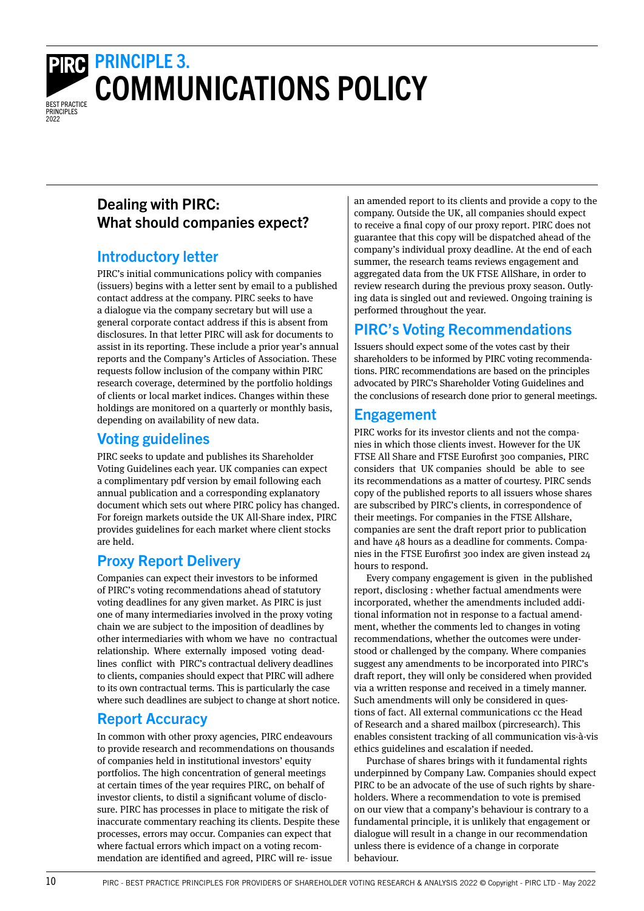# PRINCIPLE 3.
# COMMUNICATIONS POLICY

## Dealing with PIRC: What should companies expect?

### Introductory letter

PIRC's initial communications policy with companies (issuers) begins with a letter sent by email to a published contact address at the company. PIRC seeks to have a dialogue via the company secretary but will use a general corporate contact address if this is absent from disclosures. In that letter PIRC will ask for documents to assist in its reporting. These include a prior year's annual reports and the Company's Articles of Association. These requests follow inclusion of the company within PIRC research coverage, determined by the portfolio holdings of clients or local market indices. Changes within these holdings are monitored on a quarterly or monthly basis, depending on availability of new data.

### Voting guidelines

PIRC seeks to update and publishes its Shareholder Voting Guidelines each year. UK companies can expect a complimentary pdf version by email following each annual publication and a corresponding explanatory document which sets out where PIRC policy has changed. For foreign markets outside the UK All-Share index, PIRC provides guidelines for each market where client stocks are held.

### Proxy Report Delivery

Companies can expect their investors to be informed of PIRC's voting recommendations ahead of statutory voting deadlines for any given market. As PIRC is just one of many intermediaries involved in the proxy voting chain we are subject to the imposition of deadlines by other intermediaries with whom we have no contractual relationship. Where externally imposed voting deadlines conflict with PIRC's contractual delivery deadlines to clients, companies should expect that PIRC will adhere to its own contractual terms. This is particularly the case where such deadlines are subject to change at short notice.

### Report Accuracy

In common with other proxy agencies, PIRC endeavours to provide research and recommendations on thousands of companies held in institutional investors' equity portfolios. The high concentration of general meetings at certain times of the year requires PIRC, on behalf of investor clients, to distil a significant volume of disclosure. PIRC has processes in place to mitigate the risk of inaccurate commentary reaching its clients. Despite these processes, errors may occur. Companies can expect that where factual errors which impact on a voting recommendation are identified and agreed, PIRC will re- issue an amended report to its clients and provide a copy to the company. Outside the UK, all companies should expect to receive a final copy of our proxy report. PIRC does not guarantee that this copy will be dispatched ahead of the company's individual proxy deadline. At the end of each summer, the research teams reviews engagement and aggregated data from the UK FTSE AllShare, in order to review research during the previous proxy season. Outlying data is singled out and reviewed. Ongoing training is performed throughout the year.

### PIRC's Voting Recommendations

Issuers should expect some of the votes cast by their shareholders to be informed by PIRC voting recommendations. PIRC recommendations are based on the principles advocated by PIRC's Shareholder Voting Guidelines and the conclusions of research done prior to general meetings.

### Engagement

PIRC works for its investor clients and not the companies in which those clients invest. However for the UK FTSE All Share and FTSE Eurofirst 300 companies, PIRC considers that UK companies should be able to see its recommendations as a matter of courtesy. PIRC sends copy of the published reports to all issuers whose shares are subscribed by PIRC's clients, in correspondence of their meetings. For companies in the FTSE Allshare, companies are sent the draft report prior to publication and have 48 hours as a deadline for comments. Companies in the FTSE Eurofirst 300 index are given instead 24 hours to respond.

Every company engagement is given in the published report, disclosing : whether factual amendments were incorporated, whether the amendments included additional information not in response to a factual amendment, whether the comments led to changes in voting recommendations, whether the outcomes were understood or challenged by the company. Where companies suggest any amendments to be incorporated into PIRC's draft report, they will only be considered when provided via a written response and received in a timely manner. Such amendments will only be considered in questions of fact. All external communications cc the Head of Research and a shared mailbox (pircresearch). This enables consistent tracking of all communication vis-à-vis ethics guidelines and escalation if needed.

Purchase of shares brings with it fundamental rights underpinned by Company Law. Companies should expect PIRC to be an advocate of the use of such rights by shareholders. Where a recommendation to vote is premised on our view that a company's behaviour is contrary to a fundamental principle, it is unlikely that engagement or dialogue will result in a change in our recommendation unless there is evidence of a change in corporate behaviour.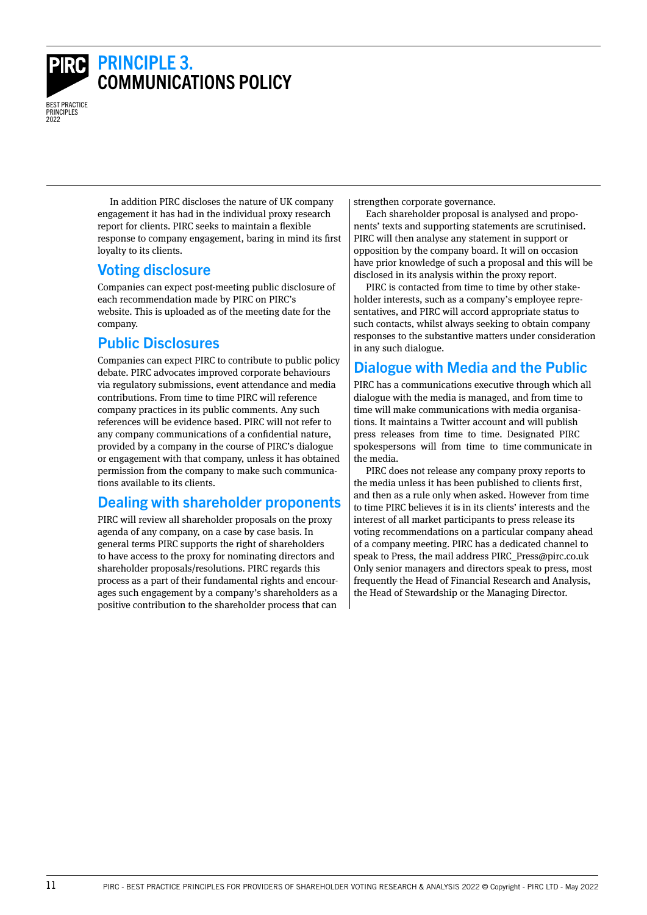# PRINCIPLE 3. COMMUNICATIONS POLICY

In addition PIRC discloses the nature of UK company engagement it has had in the individual proxy research report for clients. PIRC seeks to maintain a flexible response to company engagement, baring in mind its first loyalty to its clients.

## Voting disclosure

Companies can expect post-meeting public disclosure of each recommendation made by PIRC on PIRC's website. This is uploaded as of the meeting date for the company.

## Public Disclosures

Companies can expect PIRC to contribute to public policy debate. PIRC advocates improved corporate behaviours via regulatory submissions, event attendance and media contributions. From time to time PIRC will reference company practices in its public comments. Any such references will be evidence based. PIRC will not refer to any company communications of a confidential nature, provided by a company in the course of PIRC's dialogue or engagement with that company, unless it has obtained permission from the company to make such communications available to its clients.

## Dealing with shareholder proponents

PIRC will review all shareholder proposals on the proxy agenda of any company, on a case by case basis. In general terms PIRC supports the right of shareholders to have access to the proxy for nominating directors and shareholder proposals/resolutions. PIRC regards this process as a part of their fundamental rights and encourages such engagement by a company's shareholders as a positive contribution to the shareholder process that can strengthen corporate governance.

Each shareholder proposal is analysed and proponents' texts and supporting statements are scrutinised. PIRC will then analyse any statement in support or opposition by the company board. It will on occasion have prior knowledge of such a proposal and this will be disclosed in its analysis within the proxy report.

PIRC is contacted from time to time by other stakeholder interests, such as a company's employee representatives, and PIRC will accord appropriate status to such contacts, whilst always seeking to obtain company responses to the substantive matters under consideration in any such dialogue.

## Dialogue with Media and the Public

PIRC has a communications executive through which all dialogue with the media is managed, and from time to time will make communications with media organisations. It maintains a Twitter account and will publish press releases from time to time. Designated PIRC spokespersons will from time to time communicate in the media.

PIRC does not release any company proxy reports to the media unless it has been published to clients first, and then as a rule only when asked. However from time to time PIRC believes it is in its clients' interests and the interest of all market participants to press release its voting recommendations on a particular company ahead of a company meeting. PIRC has a dedicated channel to speak to Press, the mail address PIRC_Press@pirc.co.uk Only senior managers and directors speak to press, most frequently the Head of Financial Research and Analysis, the Head of Stewardship or the Managing Director.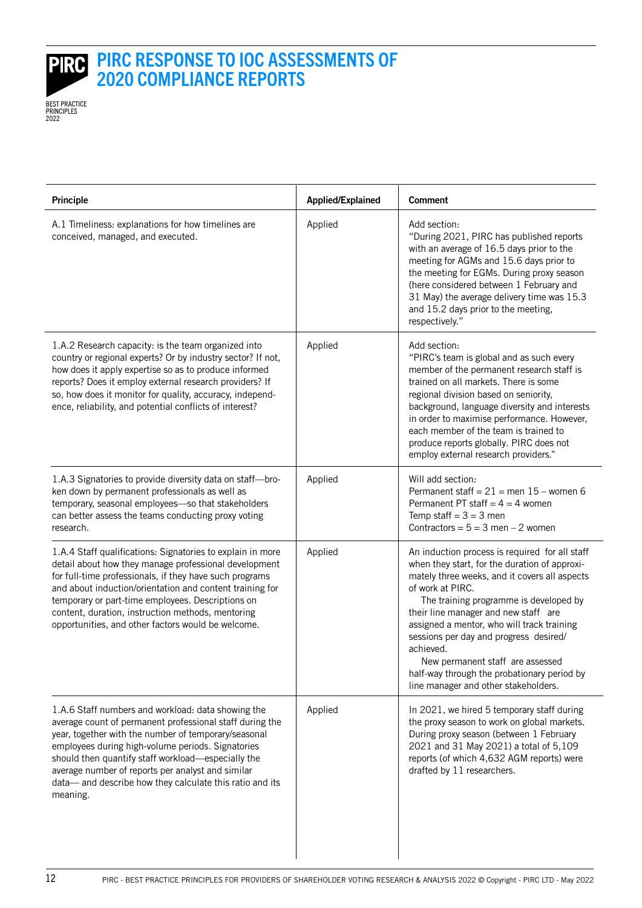# PIRC RESPONSE TO IOC ASSESSMENTS OF 2020 COMPLIANCE REPORTS

| Principle | Applied/Explained | Comment |
|---|---|---|
| A.1 Timeliness: explanations for how timelines are conceived, managed, and executed. | Applied | Add section:<br>"During 2021, PIRC has published reports with an average of 16.5 days prior to the meeting for AGMs and 15.6 days prior to the meeting for EGMs. During proxy season (here considered between 1 February and 31 May) the average delivery time was 15.3 and 15.2 days prior to the meeting, respectively." |
| 1.A.2 Research capacity: is the team organized into country or regional experts? Or by industry sector? If not, how does it apply expertise so as to produce informed reports? Does it employ external research providers? If so, how does it monitor for quality, accuracy, independence, reliability, and potential conflicts of interest? | Applied | Add section:<br>"PIRC's team is global and as such every member of the permanent research staff is trained on all markets. There is some regional division based on seniority, background, language diversity and interests in order to maximise performance. However, each member of the team is trained to produce reports globally. PIRC does not employ external research providers." |
| 1.A.3 Signatories to provide diversity data on staff—broken down by permanent professionals as well as temporary, seasonal employees—so that stakeholders can better assess the teams conducting proxy voting research. | Applied | Will add section:<br>Permanent staff = 21 = men 15 – women 6<br>Permanent PT staff = 4 = 4 women<br>Temp staff = 3 = 3 men<br>Contractors = 5 = 3 men – 2 women |
| 1.A.4 Staff qualifications: Signatories to explain in more detail about how they manage professional development for full-time professionals, if they have such programs and about induction/orientation and content training for temporary or part-time employees. Descriptions on content, duration, instruction methods, mentoring opportunities, and other factors would be welcome. | Applied | An induction process is required for all staff when they start, for the duration of approximately three weeks, and it covers all aspects of work at PIRC.<br>The training programme is developed by their line manager and new staff are assigned a mentor, who will track training sessions per day and progress desired/achieved.<br>New permanent staff are assessed half-way through the probationary period by line manager and other stakeholders. |
| 1.A.6 Staff numbers and workload: data showing the average count of permanent professional staff during the year, together with the number of temporary/seasonal employees during high-volume periods. Signatories should then quantify staff workload—especially the average number of reports per analyst and similar data— and describe how they calculate this ratio and its meaning. | Applied | In 2021, we hired 5 temporary staff during the proxy season to work on global markets. During proxy season (between 1 February 2021 and 31 May 2021) a total of 5,109 reports (of which 4,632 AGM reports) were drafted by 11 researchers. |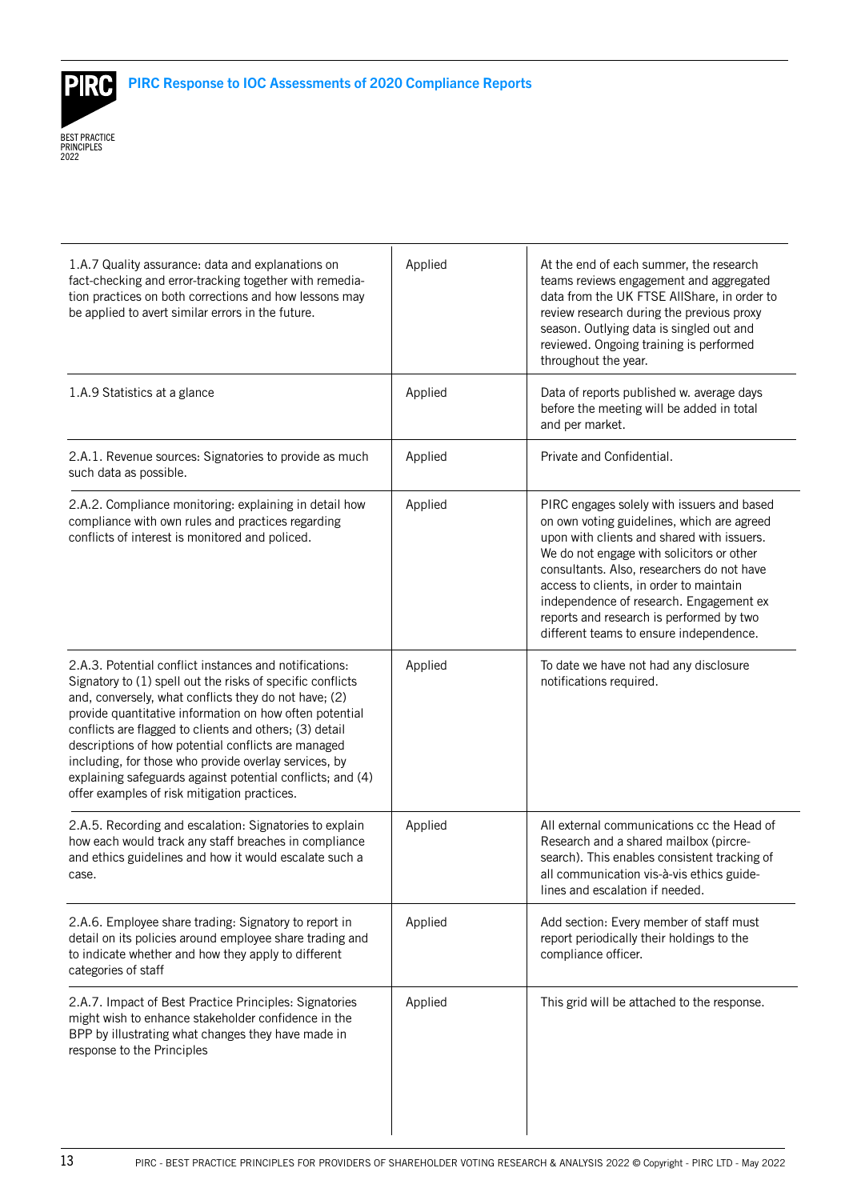| | | |
|---|---|---|
| 1.A.7 Quality assurance: data and explanations on fact-checking and error-tracking together with remediation practices on both corrections and how lessons may be applied to avert similar errors in the future. | Applied | At the end of each summer, the research teams reviews engagement and aggregated data from the UK FTSE AllShare, in order to review research during the previous proxy season. Outlying data is singled out and reviewed. Ongoing training is performed throughout the year. |
| 1.A.9 Statistics at a glance | Applied | Data of reports published w. average days before the meeting will be added in total and per market. |
| 2.A.1. Revenue sources: Signatories to provide as much such data as possible. | Applied | Private and Confidential. |
| 2.A.2. Compliance monitoring: explaining in detail how compliance with own rules and practices regarding conflicts of interest is monitored and policed. | Applied | PIRC engages solely with issuers and based on own voting guidelines, which are agreed upon with clients and shared with issuers. We do not engage with solicitors or other consultants. Also, researchers do not have access to clients, in order to maintain independence of research. Engagement ex reports and research is performed by two different teams to ensure independence. |
| 2.A.3. Potential conflict instances and notifications: Signatory to (1) spell out the risks of specific conflicts and, conversely, what conflicts they do not have; (2) provide quantitative information on how often potential conflicts are flagged to clients and others; (3) detail descriptions of how potential conflicts are managed including, for those who provide overlay services, by explaining safeguards against potential conflicts; and (4) offer examples of risk mitigation practices. | Applied | To date we have not had any disclosure notifications required. |
| 2.A.5. Recording and escalation: Signatories to explain how each would track any staff breaches in compliance and ethics guidelines and how it would escalate such a case. | Applied | All external communications cc the Head of Research and a shared mailbox (pircresearch). This enables consistent tracking of all communication vis-à-vis ethics guidelines and escalation if needed. |
| 2.A.6. Employee share trading: Signatory to report in detail on its policies around employee share trading and to indicate whether and how they apply to different categories of staff | Applied | Add section: Every member of staff must report periodically their holdings to the compliance officer. |
| 2.A.7. Impact of Best Practice Principles: Signatories might wish to enhance stakeholder confidence in the BPP by illustrating what changes they have made in response to the Principles | Applied | This grid will be attached to the response. |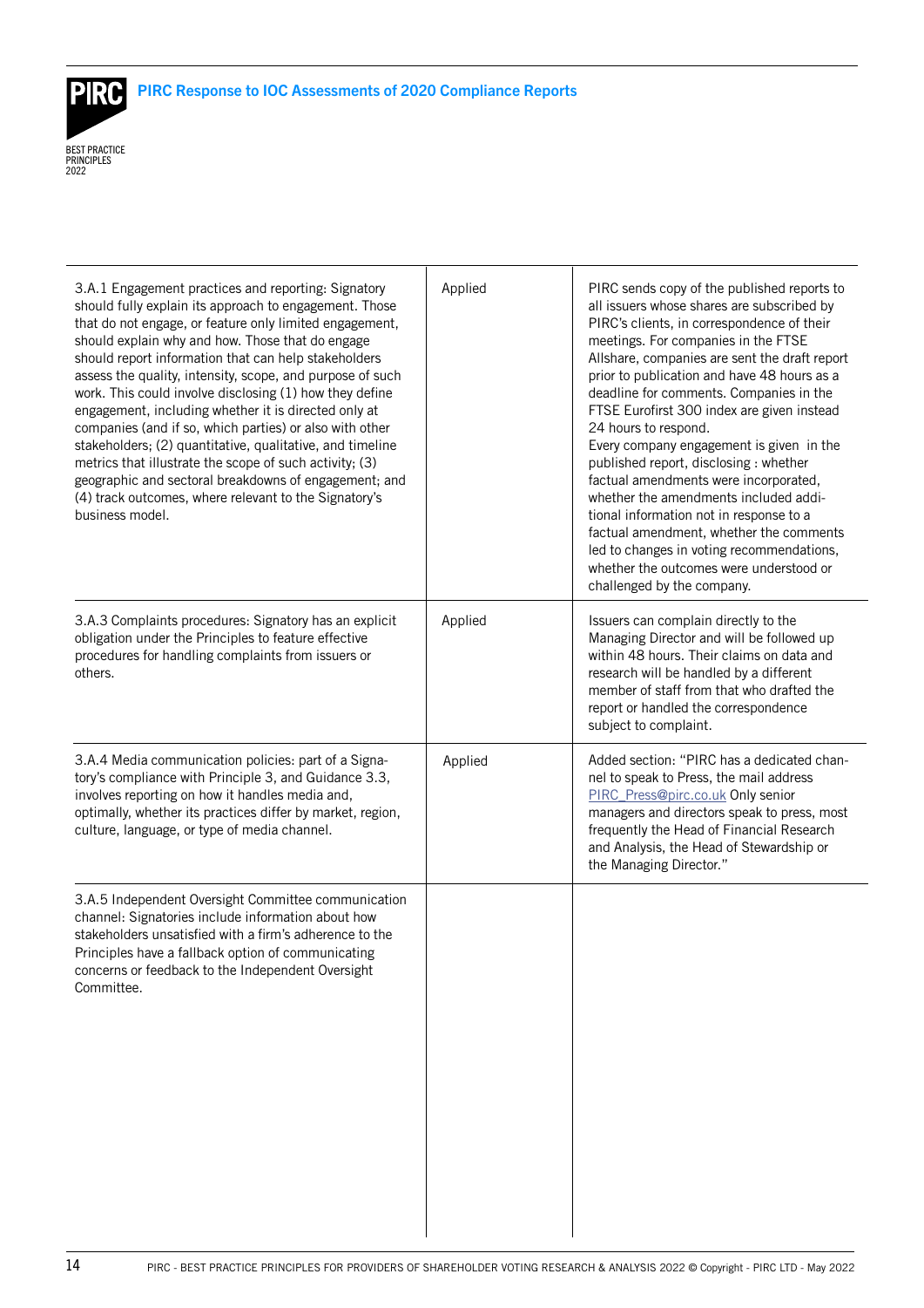| | | |
|---|---|---|
| 3.A.1 Engagement practices and reporting: Signatory should fully explain its approach to engagement. Those that do not engage, or feature only limited engagement, should explain why and how. Those that do engage should report information that can help stakeholders assess the quality, intensity, scope, and purpose of such work. This could involve disclosing (1) how they define engagement, including whether it is directed only at companies (and if so, which parties) or also with other stakeholders; (2) quantitative, qualitative, and timeline metrics that illustrate the scope of such activity; (3) geographic and sectoral breakdowns of engagement; and (4) track outcomes, where relevant to the Signatory's business model. | Applied | PIRC sends copy of the published reports to all issuers whose shares are subscribed by PIRC's clients, in correspondence of their meetings. For companies in the FTSE Allshare, companies are sent the draft report prior to publication and have 48 hours as a deadline for comments. Companies in the FTSE Eurofirst 300 index are given instead 24 hours to respond.<br>Every company engagement is given in the published report, disclosing : whether factual amendments were incorporated, whether the amendments included additional information not in response to a factual amendment, whether the comments led to changes in voting recommendations, whether the outcomes were understood or challenged by the company. |
| 3.A.3 Complaints procedures: Signatory has an explicit obligation under the Principles to feature effective procedures for handling complaints from issuers or others. | Applied | Issuers can complain directly to the Managing Director and will be followed up within 48 hours. Their claims on data and research will be handled by a different member of staff from that who drafted the report or handled the correspondence subject to complaint. |
| 3.A.4 Media communication policies: part of a Signatory's compliance with Principle 3, and Guidance 3.3, involves reporting on how it handles media and, optimally, whether its practices differ by market, region, culture, language, or type of media channel. | Applied | Added section: "PIRC has a dedicated channel to speak to Press, the mail address PIRC_Press@pirc.co.uk Only senior managers and directors speak to press, most frequently the Head of Financial Research and Analysis, the Head of Stewardship or the Managing Director." |
| 3.A.5 Independent Oversight Committee communication channel: Signatories include information about how stakeholders unsatisfied with a firm's adherence to the Principles have a fallback option of communicating concerns or feedback to the Independent Oversight Committee. | | |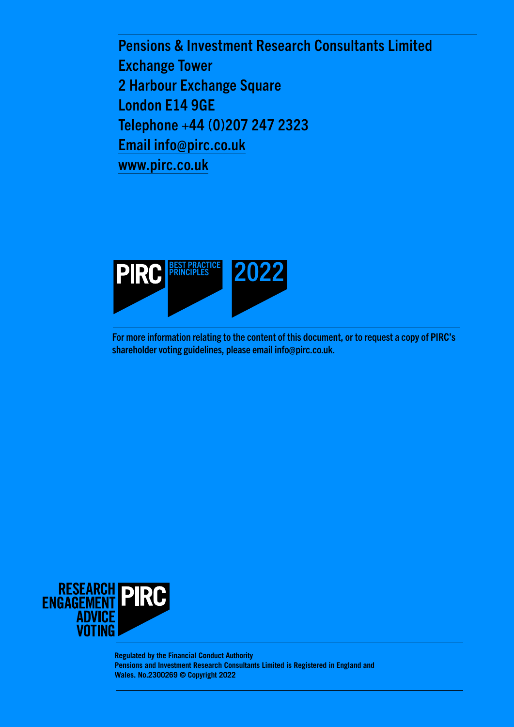Pensions & Investment Research Consultants Limited
Exchange Tower
2 Harbour Exchange Square
London E14 9GE
Telephone +44 (0)207 247 2323
Email info@pirc.co.uk
www.pirc.co.uk

PIRC BEST PRACTICE PRINCIPLES 2022

For more information relating to the content of this document, or to request a copy of PIRC's shareholder voting guidelines, please email info@pirc.co.uk.

RESEARCH ENGAGEMENT ADVICE VOTING PIRC

**Regulated by the Financial Conduct Authority**
**Pensions and Investment Research Consultants Limited is Registered in England and Wales. No.2300269 © Copyright 2022**